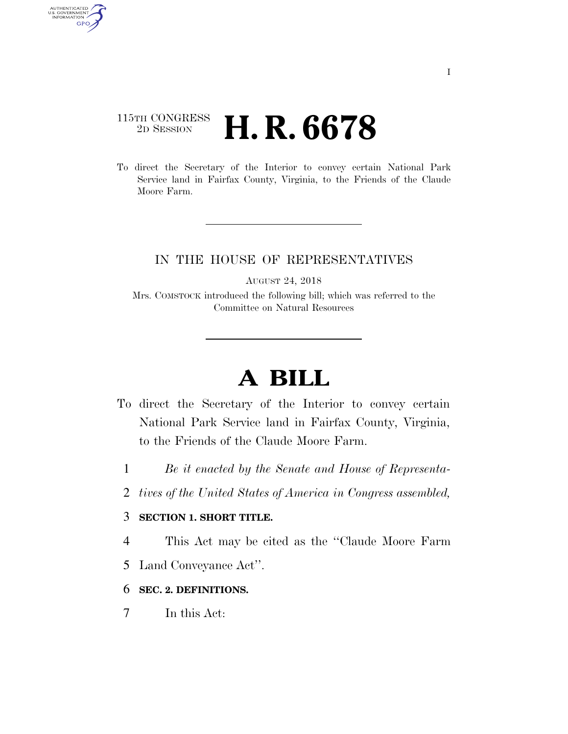115TH CONGRESS
2D SESSION

# H. R. 6678

To direct the Secretary of the Interior to convey certain National Park Service land in Fairfax County, Virginia, to the Friends of the Claude Moore Farm.

IN THE HOUSE OF REPRESENTATIVES

AUGUST 24, 2018

Mrs. COMSTOCK introduced the following bill; which was referred to the Committee on Natural Resources

# A BILL

To direct the Secretary of the Interior to convey certain National Park Service land in Fairfax County, Virginia, to the Friends of the Claude Moore Farm.

1 *Be it enacted by the Senate and House of Representa-*
2 *tives of the United States of America in Congress assembled,*

3 **SECTION 1. SHORT TITLE.**

4 This Act may be cited as the "Claude Moore Farm
5 Land Conveyance Act".

6 **SEC. 2. DEFINITIONS.**

7 In this Act: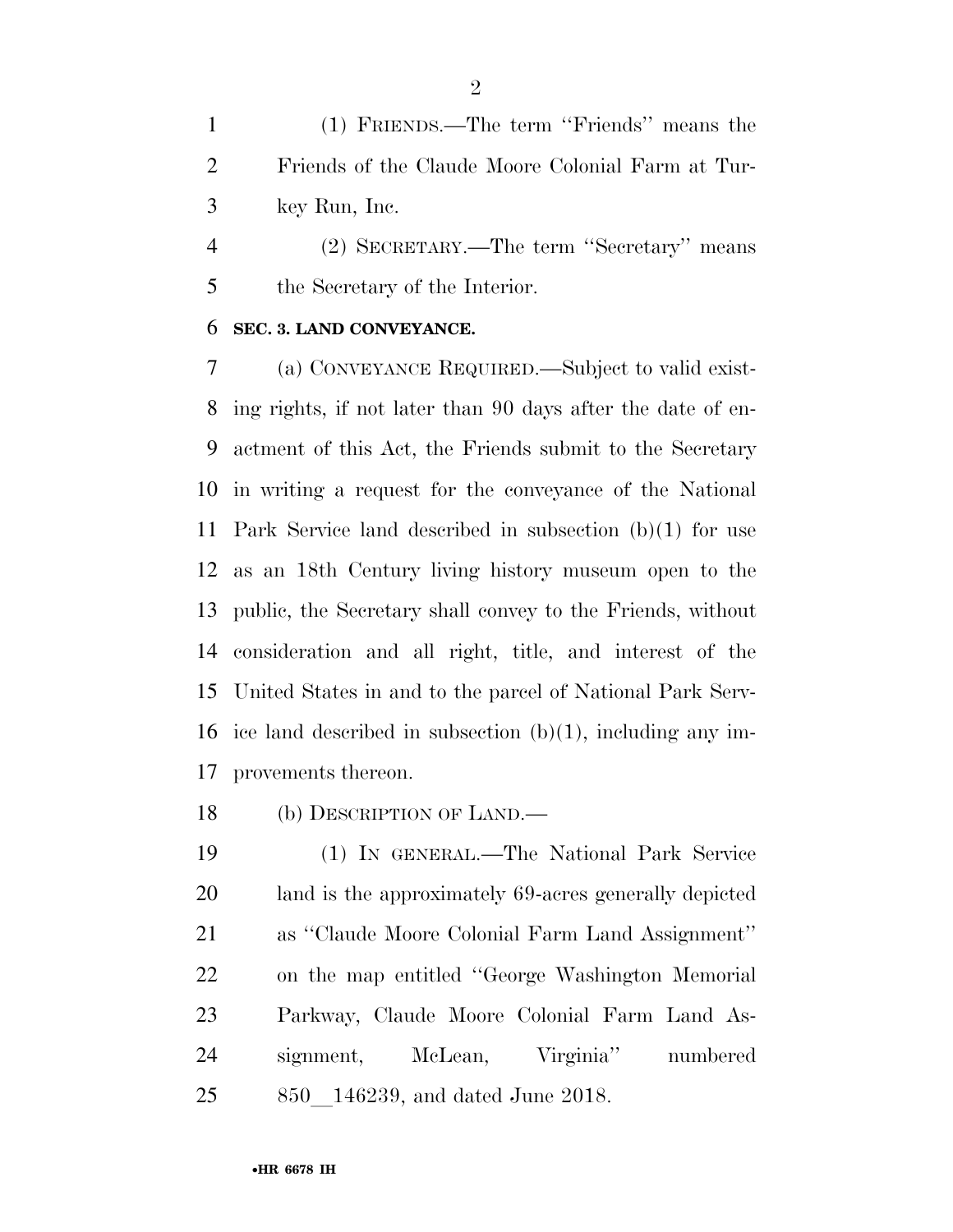(1) FRIENDS.—The term ''Friends'' means the Friends of the Claude Moore Colonial Farm at Turkey Run, Inc.

(2) SECRETARY.—The term ''Secretary'' means the Secretary of the Interior.

**SEC. 3. LAND CONVEYANCE.**

(a) CONVEYANCE REQUIRED.—Subject to valid existing rights, if not later than 90 days after the date of enactment of this Act, the Friends submit to the Secretary in writing a request for the conveyance of the National Park Service land described in subsection (b)(1) for use as an 18th Century living history museum open to the public, the Secretary shall convey to the Friends, without consideration and all right, title, and interest of the United States in and to the parcel of National Park Service land described in subsection (b)(1), including any improvements thereon.

(b) DESCRIPTION OF LAND.—

(1) IN GENERAL.—The National Park Service land is the approximately 69-acres generally depicted as ''Claude Moore Colonial Farm Land Assignment'' on the map entitled ''George Washington Memorial Parkway, Claude Moore Colonial Farm Land Assignment, McLean, Virginia'' numbered 850__146239, and dated June 2018.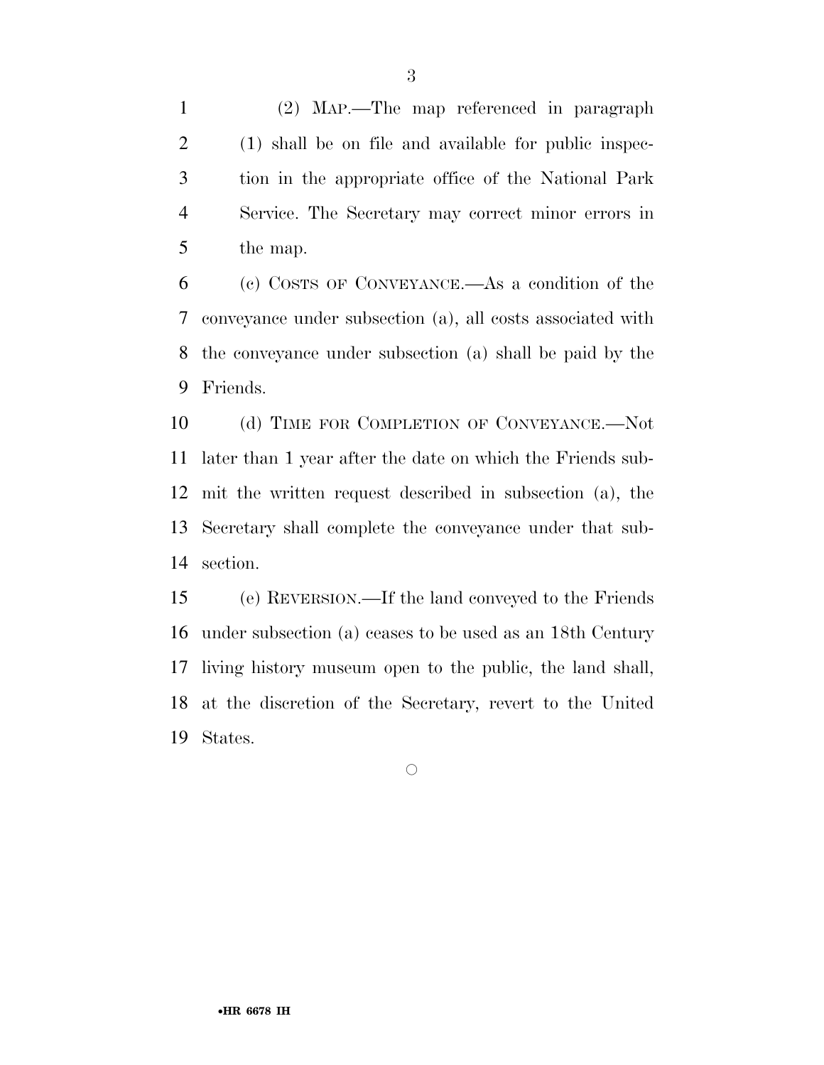(2) MAP.—The map referenced in paragraph (1) shall be on file and available for public inspection in the appropriate office of the National Park Service. The Secretary may correct minor errors in the map.

(c) COSTS OF CONVEYANCE.—As a condition of the conveyance under subsection (a), all costs associated with the conveyance under subsection (a) shall be paid by the Friends.

(d) TIME FOR COMPLETION OF CONVEYANCE.—Not later than 1 year after the date on which the Friends submit the written request described in subsection (a), the Secretary shall complete the conveyance under that subsection.

(e) REVERSION.—If the land conveyed to the Friends under subsection (a) ceases to be used as an 18th Century living history museum open to the public, the land shall, at the discretion of the Secretary, revert to the United States.

○